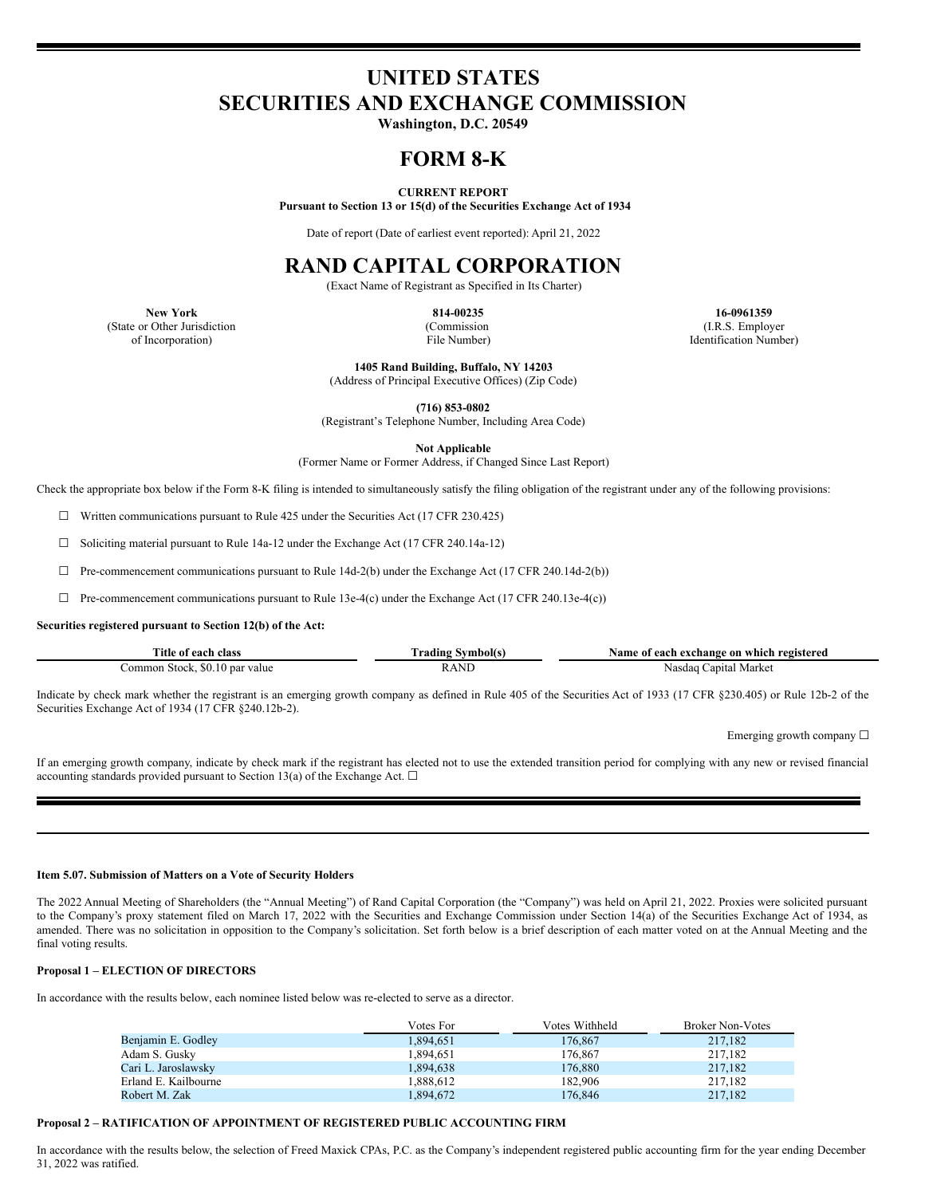# UNITED STATES
# SECURITIES AND EXCHANGE COMMISSION

**Washington, D.C. 20549**

# FORM 8-K

**CURRENT REPORT**
**Pursuant to Section 13 or 15(d) of the Securities Exchange Act of 1934**

Date of report (Date of earliest event reported): April 21, 2022

# RAND CAPITAL CORPORATION

(Exact Name of Registrant as Specified in Its Charter)

| | | |
|---|---|---|
| **New York** | **814-00235** | **16-0961359** |
| (State or Other Jurisdiction of Incorporation) | (Commission File Number) | (I.R.S. Employer Identification Number) |

**1405 Rand Building, Buffalo, NY 14203**
(Address of Principal Executive Offices) (Zip Code)

**(716) 853-0802**
(Registrant's Telephone Number, Including Area Code)

**Not Applicable**
(Former Name or Former Address, if Changed Since Last Report)

Check the appropriate box below if the Form 8-K filing is intended to simultaneously satisfy the filing obligation of the registrant under any of the following provisions:

☐ Written communications pursuant to Rule 425 under the Securities Act (17 CFR 230.425)

☐ Soliciting material pursuant to Rule 14a-12 under the Exchange Act (17 CFR 240.14a-12)

☐ Pre-commencement communications pursuant to Rule 14d-2(b) under the Exchange Act (17 CFR 240.14d-2(b))

☐ Pre-commencement communications pursuant to Rule 13e-4(c) under the Exchange Act (17 CFR 240.13e-4(c))

**Securities registered pursuant to Section 12(b) of the Act:**

| Title of each class | Trading Symbol(s) | Name of each exchange on which registered |
|---|---|---|
| Common Stock, $0.10 par value | RAND | Nasdaq Capital Market |

Indicate by check mark whether the registrant is an emerging growth company as defined in Rule 405 of the Securities Act of 1933 (17 CFR §230.405) or Rule 12b-2 of the Securities Exchange Act of 1934 (17 CFR §240.12b-2).

Emerging growth company ☐

If an emerging growth company, indicate by check mark if the registrant has elected not to use the extended transition period for complying with any new or revised financial accounting standards provided pursuant to Section 13(a) of the Exchange Act. ☐

**Item 5.07. Submission of Matters on a Vote of Security Holders**

The 2022 Annual Meeting of Shareholders (the "Annual Meeting") of Rand Capital Corporation (the "Company") was held on April 21, 2022. Proxies were solicited pursuant to the Company's proxy statement filed on March 17, 2022 with the Securities and Exchange Commission under Section 14(a) of the Securities Exchange Act of 1934, as amended. There was no solicitation in opposition to the Company's solicitation. Set forth below is a brief description of each matter voted on at the Annual Meeting and the final voting results.

**Proposal 1 – ELECTION OF DIRECTORS**

In accordance with the results below, each nominee listed below was re-elected to serve as a director.

| | Votes For | Votes Withheld | Broker Non-Votes |
|---|---|---|---|
| Benjamin E. Godley | 1,894,651 | 176,867 | 217,182 |
| Adam S. Gusky | 1,894,651 | 176,867 | 217,182 |
| Cari L. Jaroslawsky | 1,894,638 | 176,880 | 217,182 |
| Erland E. Kailbourne | 1,888,612 | 182,906 | 217,182 |
| Robert M. Zak | 1,894,672 | 176,846 | 217,182 |

**Proposal 2 – RATIFICATION OF APPOINTMENT OF REGISTERED PUBLIC ACCOUNTING FIRM**

In accordance with the results below, the selection of Freed Maxick CPAs, P.C. as the Company's independent registered public accounting firm for the year ending December 31, 2022 was ratified.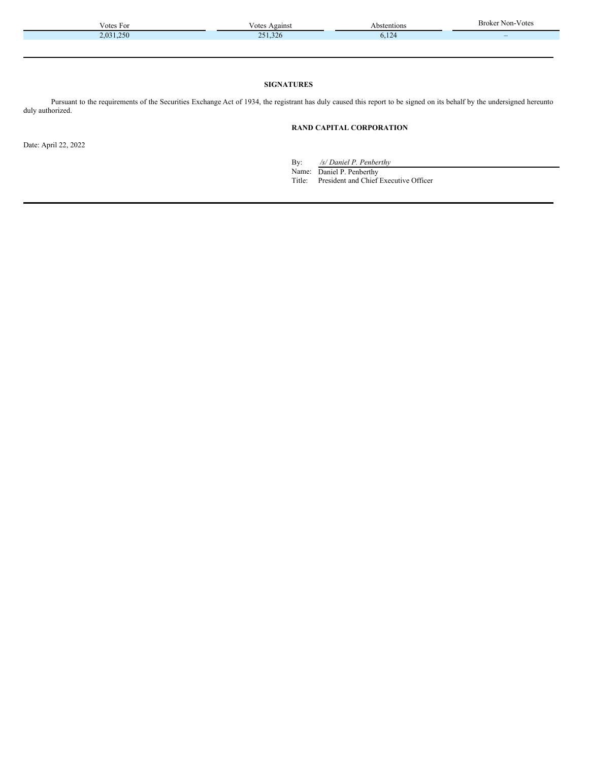| Votes For | Votes Against | Abstentions | Broker Non-Votes |
| --- | --- | --- | --- |
| 2,031,250 | 251,326 | 6,124 | – |

**SIGNATURES**

Pursuant to the requirements of the Securities Exchange Act of 1934, the registrant has duly caused this report to be signed on its behalf by the undersigned hereunto duly authorized.

**RAND CAPITAL CORPORATION**

Date: April 22, 2022

By: */s/ Daniel P. Penberthy*
Name: Daniel P. Penberthy
Title: President and Chief Executive Officer